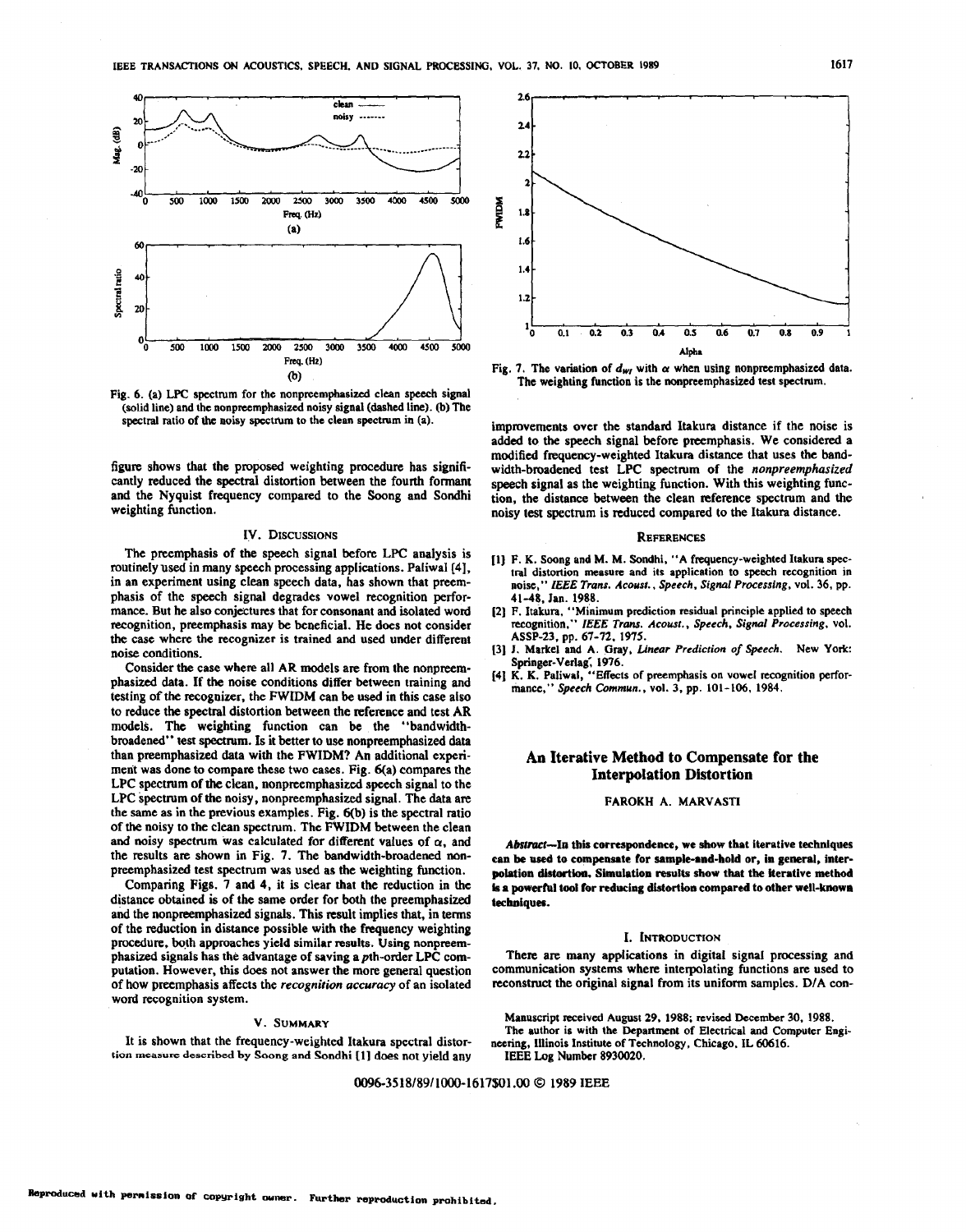Fig. 6. (a) LPC spectrum for the nonpreemphasized clean speech signal (solid line) and the nonpreemphasized noisy signal (dashed line). (b) The spectral ratio of the noisy spectrum to the clean spectrum in (a).

figure shows that the proposed weighting procedure has significantly reduced the spectral distortion between the fourth formant and the Nyquist frequency compared to the Soong and Sondhi weighting function.

## IV. Discussions

The preemphasis of the speech signal before LPC analysis is routinely used in many speech processing applications. Paliwal [4], in an experiment using clean speech data, has shown that preemphasis of the speech signal degrades vowel recognition performance. But he also conjectures that for consonant and isolated word recognition, preemphasis may be beneficial. He does not consider the case where the recognizer is trained and used under different noise conditions.

Consider the case where all AR models are from the nonpreemphasized data. If the noise conditions differ between training and testing of the recognizer, the FWIDM can be used in this case also to reduce the spectral distortion between the reference and test AR models. The weighting function can be the "bandwidth-broadened" test spectrum. Is it better to use nonpreemphasized data than preemphasized data with the FWIDM? An additional experiment was done to compare these two cases. Fig. 6(a) compares the LPC spectrum of the clean, nonpreemphasized speech signal to the LPC spectrum of the noisy, nonpreemphasized signal. The data are the same as in the previous examples. Fig. 6(b) is the spectral ratio of the noisy to the clean spectrum. The FWIDM between the clean and noisy spectrum was calculated for different values of $\alpha$, and the results are shown in Fig. 7. The bandwidth-broadened nonpreemphasized test spectrum was used as the weighting function.

Comparing Figs. 7 and 4, it is clear that the reduction in the distance obtained is of the same order for both the preemphasized and the nonpreemphasized signals. This result implies that, in terms of the reduction in distance possible with the frequency weighting procedure, both approaches yield similar results. Using nonpreemphasized signals has the advantage of saving a $p$th-order LPC computation. However, this does not answer the more general question of how preemphasis affects the *recognition accuracy* of an isolated word recognition system.

## V. Summary

It is shown that the frequency-weighted Itakura spectral distortion measure described by Soong and Sondhi [1] does not yield any improvements over the standard Itakura distance if the noise is added to the speech signal before preemphasis. We considered a modified frequency-weighted Itakura distance that uses the bandwidth-broadened test LPC spectrum of the *nonpreemphasized* speech signal as the weighting function. With this weighting function, the distance between the clean reference spectrum and the noisy test spectrum is reduced compared to the Itakura distance.

Fig. 7. The variation of $d_{wI}$ with $\alpha$ when using nonpreemphasized data. The weighting function is the nonpreemphasized test spectrum.

## References

[1] F. K. Soong and M. M. Sondhi, "A frequency-weighted Itakura spectral distortion measure and its application to speech recognition in noise," *IEEE Trans. Acoust., Speech, Signal Processing*, vol. 36, pp. 41-48, Jan. 1988.

[2] F. Itakura, "Minimum prediction residual principle applied to speech recognition," *IEEE Trans. Acoust., Speech, Signal Processing*, vol. ASSP-23, pp. 67-72, 1975.

[3] J. Markel and A. Gray, *Linear Prediction of Speech*. New York: Springer-Verlag, 1976.

[4] K. K. Paliwal, "Effects of preemphasis on vowel recognition performance," *Speech Commun.*, vol. 3, pp. 101-106, 1984.

# An Iterative Method to Compensate for the Interpolation Distortion

FAROKH A. MARVASTI

***Abstract*—In this correspondence, we show that iterative techniques can be used to compensate for sample-and-hold or, in general, interpolation distortion. Simulation results show that the iterative method is a powerful tool for reducing distortion compared to other well-known techniques.**

## I. Introduction

There are many applications in digital signal processing and communication systems where interpolating functions are used to reconstruct the original signal from its uniform samples. D/A con-

Manuscript received August 29, 1988; revised December 30, 1988.

The author is with the Department of Electrical and Computer Engineering, Illinois Institute of Technology, Chicago, IL 60616.

IEEE Log Number 8930020.

0096-3518/89/1000-1617$01.00 © 1989 IEEE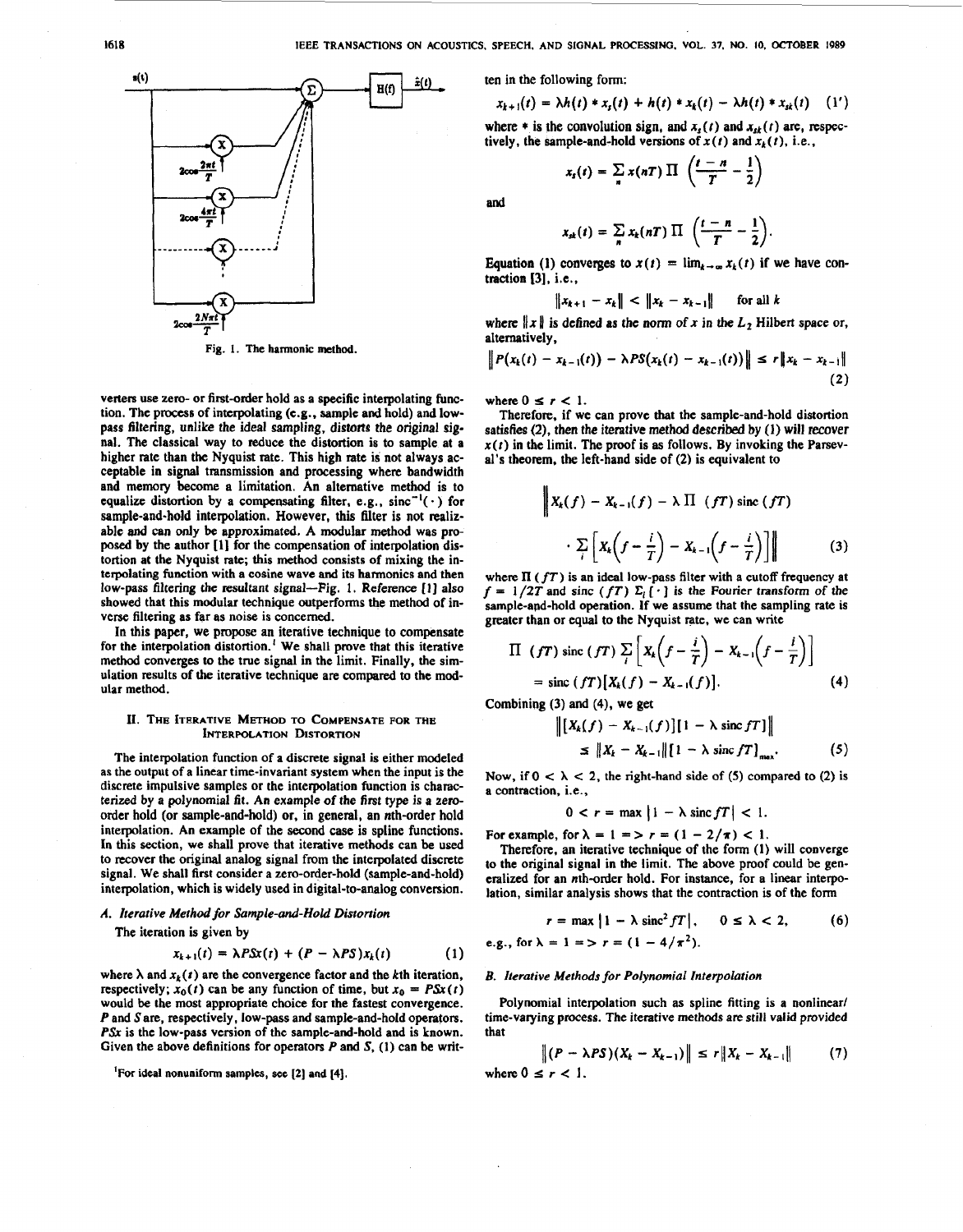Fig. 1. The harmonic method.

verters use zero- or first-order hold as a specific interpolating function. The process of interpolating (e.g., sample and hold) and low-pass filtering, unlike the ideal sampling, distorts the original signal. The classical way to reduce the distortion is to sample at a higher rate than the Nyquist rate. This high rate is not always acceptable in signal transmission and processing where bandwidth and memory become a limitation. An alternative method is to equalize distortion by a compensating filter, e.g., $\text{sinc}^{-1}(\cdot)$ for sample-and-hold interpolation. However, this filter is not realizable and can only be approximated. A modular method was proposed by the author [1] for the compensation of interpolation distortion at the Nyquist rate; this method consists of mixing the interpolating function with a cosine wave and its harmonics and then low-pass filtering the resultant signal—Fig. 1. Reference [1] also showed that this modular technique outperforms the method of inverse filtering as far as noise is concerned.

In this paper, we propose an iterative technique to compensate for the interpolation distortion.[1] We shall prove that this iterative method converges to the true signal in the limit. Finally, the simulation results of the iterative technique are compared to the modular method.

## II. The Iterative Method to Compensate for the Interpolation Distortion

The interpolation function of a discrete signal is either modeled as the output of a linear time-invariant system when the input is the discrete impulsive samples or the interpolation function is characterized by a polynomial fit. An example of the first type is a zero-order hold (or sample-and-hold) or, in general, an $n$th-order hold interpolation. An example of the second case is spline functions. In this section, we shall prove that iterative methods can be used to recover the original analog signal from the interpolated discrete signal. We shall first consider a zero-order-hold (sample-and-hold) interpolation, which is widely used in digital-to-analog conversion.

### A. Iterative Method for Sample-and-Hold Distortion

The iteration is given by

$$x_{k+1}(t) = \lambda PSx(t) + (P - \lambda PS)x_k(t) \tag{1}$$

where $\lambda$ and $x_k(t)$ are the convergence factor and the $k$th iteration, respectively; $x_0(t)$ can be any function of time, but $x_0 = PSx(t)$ would be the most appropriate choice for the fastest convergence. $P$ and $S$ are, respectively, low-pass and sample-and-hold operators. $PSx$ is the low-pass version of the sample-and-hold and is known. Given the above definitions for operators $P$ and $S$, (1) can be written in the following form:

$$x_{k+1}(t) = \lambda h(t) * x_s(t) + h(t) * x_k(t) - \lambda h(t) * x_{sk}(t) \tag{1'}$$

where $*$ is the convolution sign, and $x_s(t)$ and $x_{sk}(t)$ are, respectively, the sample-and-hold versions of $x(t)$ and $x_k(t)$, i.e.,

$$x_s(t) = \sum_n x(nT)\, \Pi\left(\frac{t-n}{T} - \frac{1}{2}\right)$$

and

$$x_{sk}(t) = \sum_n x_k(nT)\, \Pi\left(\frac{t-n}{T} - \frac{1}{2}\right).$$

Equation (1) converges to $x(t) = \lim_{k\to\infty} x_k(t)$ if we have contraction [3], i.e.,

$$\|x_{k+1} - x_k\| < \|x_k - x_{k-1}\| \quad \text{for all } k$$

where $\|x\|$ is defined as the norm of $x$ in the $L_2$ Hilbert space or, alternatively,

$$\left\|P(x_k(t) - x_{k-1}(t)) - \lambda PS(x_k(t) - x_{k-1}(t))\right\| \le r\|x_k - x_{k-1}\| \tag{2}$$

where $0 \le r < 1$.

Therefore, if we can prove that the sample-and-hold distortion satisfies (2), then the iterative method described by (1) will recover $x(t)$ in the limit. The proof is as follows. By invoking the Parseval's theorem, the left-hand side of (2) is equivalent to

$$\left\| X_k(f) - X_{k-1}(f) - \lambda\, \Pi(fT)\, \text{sinc}(fT) \cdot \sum_i \left[X_k\left(f - \frac{i}{T}\right) - X_{k-1}\left(f - \frac{i}{T}\right)\right]\right\| \tag{3}$$

where $\Pi(fT)$ is an ideal low-pass filter with a cutoff frequency at $f = 1/2T$ and $\text{sinc}(fT)\, \Sigma_i[\cdot]$ is the Fourier transform of the sample-and-hold operation. If we assume that the sampling rate is greater than or equal to the Nyquist rate, we can write

$$\Pi(fT)\, \text{sinc}(fT) \sum_i \left[X_k\left(f - \frac{i}{T}\right) - X_{k-1}\left(f - \frac{i}{T}\right)\right] = \text{sinc}(fT)[X_k(f) - X_{k-1}(f)]. \tag{4}$$

Combining (3) and (4), we get

$$\|[X_k(f) - X_{k-1}(f)][1 - \lambda\, \text{sinc}\, fT]\| \le \|X_k - X_{k-1}\| [1 - \lambda\, \text{sinc}\, fT]_{\max}. \tag{5}$$

Now, if $0 < \lambda < 2$, the right-hand side of (5) compared to (2) is a contraction, i.e.,

$$0 < r = \max|1 - \lambda\, \text{sinc}\, fT| < 1.$$

For example, for $\lambda = 1 \Rightarrow r = (1 - 2/\pi) < 1$.

Therefore, an iterative technique of the form (1) will converge to the original signal in the limit. The above proof could be generalized for an $n$th-order hold. For instance, for a linear interpolation, similar analysis shows that the contraction is of the form

$$r = \max|1 - \lambda\, \text{sinc}^2 fT|, \quad 0 \le \lambda < 2, \tag{6}$$

e.g., for $\lambda = 1 \Rightarrow r = (1 - 4/\pi^2)$.

### B. Iterative Methods for Polynomial Interpolation

Polynomial interpolation such as spline fitting is a nonlinear/time-varying process. The iterative methods are still valid provided that

$$\|(P - \lambda PS)(X_k - X_{k-1})\| \le r\|X_k - X_{k-1}\| \tag{7}$$

where $0 \le r < 1$.

[1] For ideal nonuniform samples, see [2] and [4].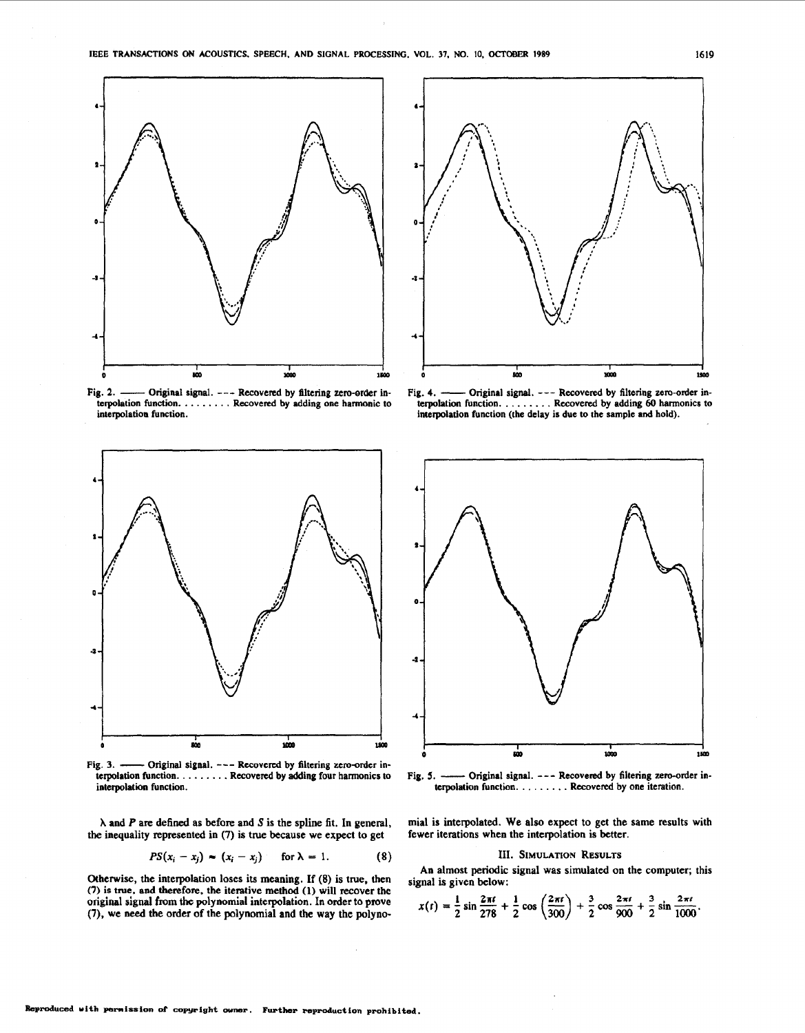Fig. 2. —— Original signal. - - - Recovered by filtering zero-order interpolation function. . . . . . . . . Recovered by adding one harmonic to interpolation function.

Fig. 4. —— Original signal. - - - Recovered by filtering zero-order interpolation function. . . . . . . . . Recovered by adding 60 harmonics to interpolation function (the delay is due to the sample and hold).

Fig. 3. —— Original signal. - - - Recovered by filtering zero-order interpolation function. . . . . . . . . Recovered by adding four harmonics to interpolation function.

Fig. 5. —— Original signal. - - - Recovered by filtering zero-order interpolation function. . . . . . . . . Recovered by one iteration.

$\lambda$ and $P$ are defined as before and $S$ is the spline fit. In general, the inequality represented in (7) is true because we expect to get

$$PS(x_i - x_j) \approx (x_i - x_j) \quad \text{for } \lambda = 1. \tag{8}$$

Otherwise, the interpolation loses its meaning. If (8) is true, then (7) is true, and therefore, the iterative method (1) will recover the original signal from the polynomial interpolation. In order to prove (7), we need the order of the polynomial and the way the polynomial is interpolated. We also expect to get the same results with fewer iterations when the interpolation is better.

## III. Simulation Results

An almost periodic signal was simulated on the computer; this signal is given below:

$$x(t) = \frac{1}{2} \sin \frac{2\pi t}{278} + \frac{1}{2} \cos \left(\frac{2\pi t}{300}\right) + \frac{3}{2} \cos \frac{2\pi t}{900} + \frac{3}{2} \sin \frac{2\pi t}{1000}.$$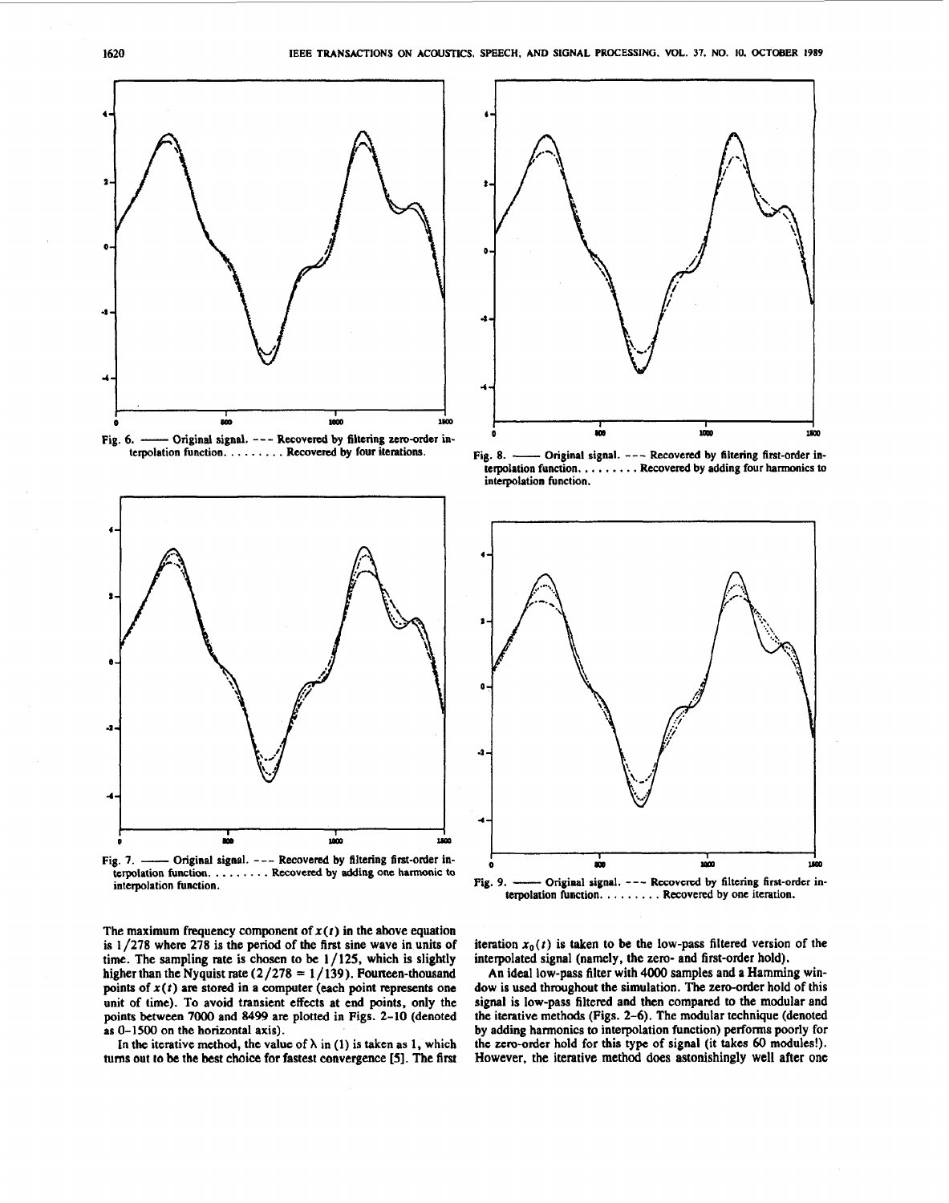Fig. 6. —— Original signal. - - - Recovered by filtering zero-order interpolation function. . . . . . . . . Recovered by four iterations.

Fig. 7. —— Original signal. - - - Recovered by filtering first-order interpolation function. . . . . . . . . Recovered by adding one harmonic to interpolation function.

Fig. 8. —— Original signal. - - - Recovered by filtering first-order interpolation function. . . . . . . . . Recovered by adding four harmonics to interpolation function.

Fig. 9. —— Original signal. - - - Recovered by filtering first-order interpolation function. . . . . . . . . Recovered by one iteration.

The maximum frequency component of $x(t)$ in the above equation is $1/278$ where 278 is the period of the first sine wave in units of time. The sampling rate is chosen to be $1/125$, which is slightly higher than the Nyquist rate ($2/278 = 1/139$). Fourteen-thousand points of $x(t)$ are stored in a computer (each point represents one unit of time). To avoid transient effects at end points, only the points between 7000 and 8499 are plotted in Figs. 2–10 (denoted as 0–1500 on the horizontal axis).

In the iterative method, the value of $\lambda$ in (1) is taken as 1, which turns out to be the best choice for fastest convergence [5]. The first iteration $x_0(t)$ is taken to be the low-pass filtered version of the interpolated signal (namely, the zero- and first-order hold).

An ideal low-pass filter with 4000 samples and a Hamming window is used throughout the simulation. The zero-order hold of this signal is low-pass filtered and then compared to the modular and the iterative methods (Figs. 2–6). The modular technique (denoted by adding harmonics to interpolation function) performs poorly for the zero-order hold for this type of signal (it takes 60 modules!). However, the iterative method does astonishingly well after one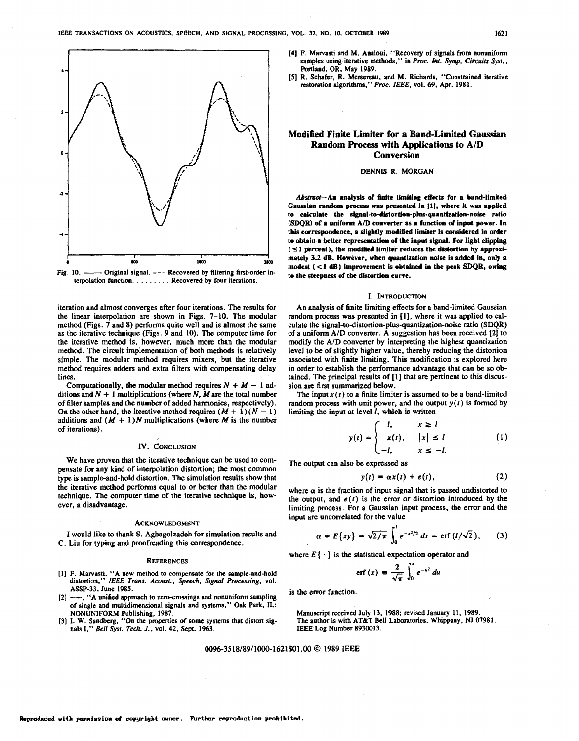4

2

0

-2

-4

0 500 1000 1500

Fig. 10. —— Original signal. - - - Recovered by filtering first-order interpolation function. . . . . . . . . Recovered by four iterations.

iteration and almost converges after four iterations. The results for the linear interpolation are shown in Figs. 7–10. The modular method (Figs. 7 and 8) performs quite well and is almost the same as the iterative technique (Figs. 9 and 10). The computer time for the iterative method is, however, much more than the modular method. The circuit implementation of both methods is relatively simple. The modular method requires mixers, but the iterative method requires adders and extra filters with compensating delay lines.

Computationally, the modular method requires $N + M - 1$ additions and $N + 1$ multiplications (where $N$, $M$ are the total number of filter samples and the number of added harmonics, respectively). On the other hand, the iterative method requires $(M + 1)(N - 1)$ additions and $(M + 1)N$ multiplications (where $M$ is the number of iterations).

## IV. Conclusion

We have proven that the iterative technique can be used to compensate for any kind of interpolation distortion; the most common type is sample-and-hold distortion. The simulation results show that the iterative method performs equal to or better than the modular technique. The computer time of the iterative technique is, however, a disadvantage.

## Acknowledgment

I would like to thank S. Aghagolzadeh for simulation results and C. Liu for typing and proofreading this correspondence.

## References

[1] F. Marvasti, "A new method to compensate for the sample-and-hold distortion," *IEEE Trans. Acoust., Speech, Signal Processing*, vol. ASSP-33, June 1985.

[2] ——, "A unified approach to zero-crossings and nonuniform sampling of single and multidimensional signals and systems," Oak Park, IL: NONUNIFORM Publishing, 1987.

[3] I. W. Sandberg, "On the properties of some systems that distort signals I," *Bell Syst. Tech. J.*, vol. 42, Sept. 1963.

[4] F. Marvasti and M. Analoui, "Recovery of signals from nonuniform samples using iterative methods," in *Proc. Int. Symp. Circuits Syst.*, Portland, OR, May 1989.

[5] R. Schafer, R. Mersereau, and M. Richards, "Constrained iterative restoration algorithms," *Proc. IEEE*, vol. 69, Apr. 1981.

# Modified Finite Limiter for a Band-Limited Gaussian Random Process with Applications to A/D Conversion

DENNIS R. MORGAN

***Abstract*—An analysis of finite limiting effects for a band-limited Gaussian random process was presented in [1], where it was applied to calculate the signal-to-distortion-plus-quantization-noise ratio (SDQR) of a uniform A/D converter as a function of input power. In this correspondence, a slightly modified limiter is considered in order to obtain a better representation of the input signal. For light clipping ($\leq 1$ percent), the modified limiter reduces the distortion by approximately 3.2 dB. However, when quantization noise is added in, only a modest ($< 1$ dB) improvement is obtained in the peak SDQR, owing to the steepness of the distortion curve.**

## I. Introduction

An analysis of finite limiting effects for a band-limited Gaussian random process was presented in [1], where it was applied to calculate the signal-to-distortion-plus-quantization-noise ratio (SDQR) of a uniform A/D converter. A suggestion has been received [2] to modify the A/D converter by interpreting the highest quantization level to be of slightly higher value, thereby reducing the distortion associated with finite limiting. This modification is explored here in order to establish the performance advantage that can be so obtained. The principal results of [1] that are pertinent to this discussion are first summarized below.

The input $x(t)$ to a finite limiter is assumed to be a band-limited random process with unit power, and the output $y(t)$ is formed by limiting the input at level $l$, which is written

$$y(t) = \begin{cases} l, & x \geq l \\ x(t), & |x| \leq l \\ -l, & x \leq -l. \end{cases} \tag{1}$$

The output can also be expressed as

$$y(t) = \alpha x(t) + e(t), \tag{2}$$

where $\alpha$ is the fraction of input signal that is passed undistorted to the output, and $e(t)$ is the error or distortion introduced by the limiting process. For a Gaussian input process, the error and the input are uncorrelated for the value

$$\alpha = E\{xy\} = \sqrt{2/\pi} \int_0^l e^{-x^2/2}\, dx = \operatorname{erf}(l/\sqrt{2}), \tag{3}$$

where $E\{\cdot\}$ is the statistical expectation operator and

$$\operatorname{erf}(x) \equiv \frac{2}{\sqrt{\pi}} \int_0^x e^{-u^2}\, du$$

is the error function.

Manuscript received July 13, 1988; revised January 11, 1989.
The author is with AT&T Bell Laboratories, Whippany, NJ 07981.
IEEE Log Number 8930013.

0096-3518/89/1000-1621$01.00 © 1989 IEEE

Reproduced with permission of copyright owner. Further reproduction prohibited.